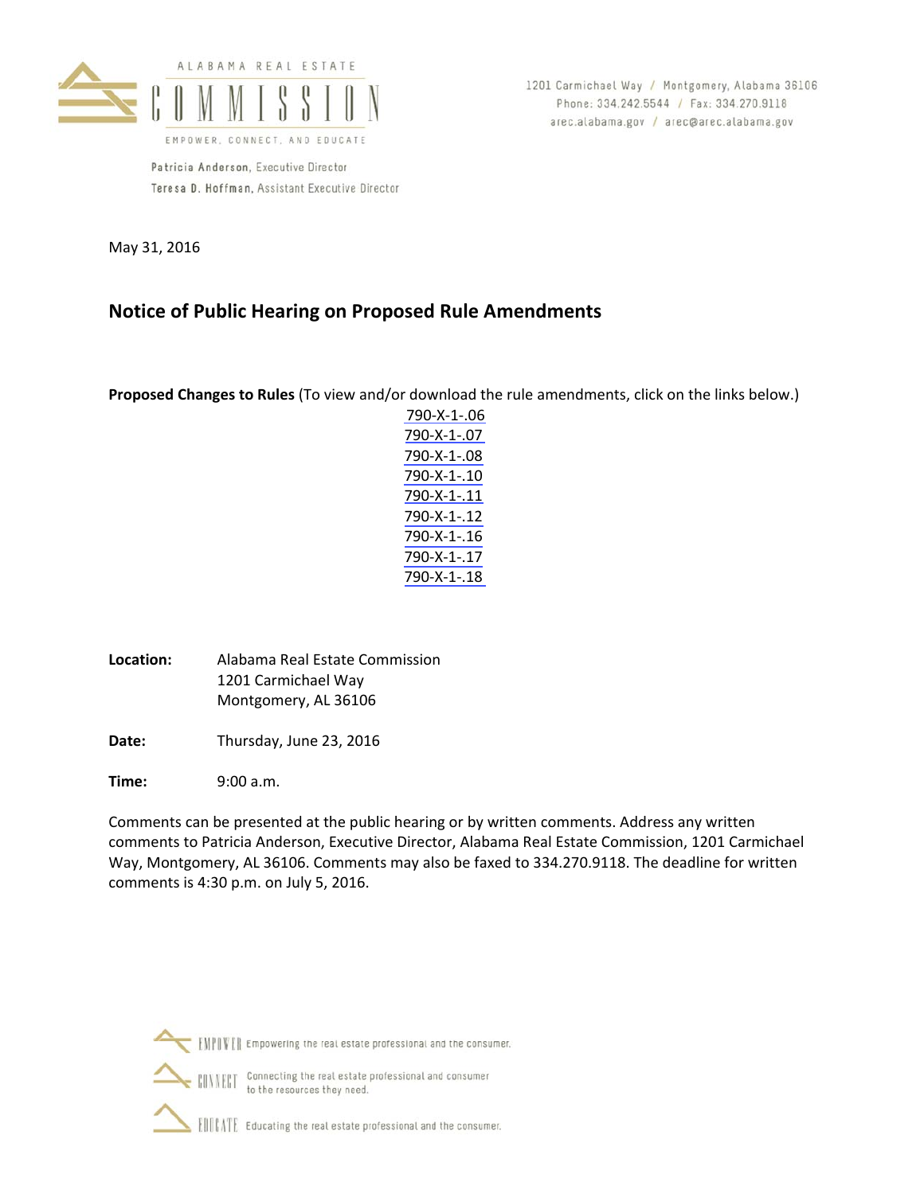ALABAMA REAL ESTATE

COMMISSION

EMPOWER, CONNECT, AND EDUCATE

1201 Carmichael Way / Montgomery, Alabama 36106
Phone: 334.242.5544 / Fax: 334.270.9118
arec.alabama.gov / arec@arec.alabama.gov

**Patricia Anderson**, Executive Director
**Teresa D. Hoffman**, Assistant Executive Director

May 31, 2016

## Notice of Public Hearing on Proposed Rule Amendments

**Proposed Changes to Rules** (To view and/or download the rule amendments, click on the links below.)

790-X-1-.06
790-X-1-.07
790-X-1-.08
790-X-1-.10
790-X-1-.11
790-X-1-.12
790-X-1-.16
790-X-1-.17
790-X-1-.18

**Location:** Alabama Real Estate Commission
1201 Carmichael Way
Montgomery, AL 36106

**Date:** Thursday, June 23, 2016

**Time:** 9:00 a.m.

Comments can be presented at the public hearing or by written comments. Address any written comments to Patricia Anderson, Executive Director, Alabama Real Estate Commission, 1201 Carmichael Way, Montgomery, AL 36106. Comments may also be faxed to 334.270.9118. The deadline for written comments is 4:30 p.m. on July 5, 2016.

EMPOWER Empowering the real estate professional and the consumer.

CONNECT Connecting the real estate professional and consumer to the resources they need.

EDUCATE Educating the real estate professional and the consumer.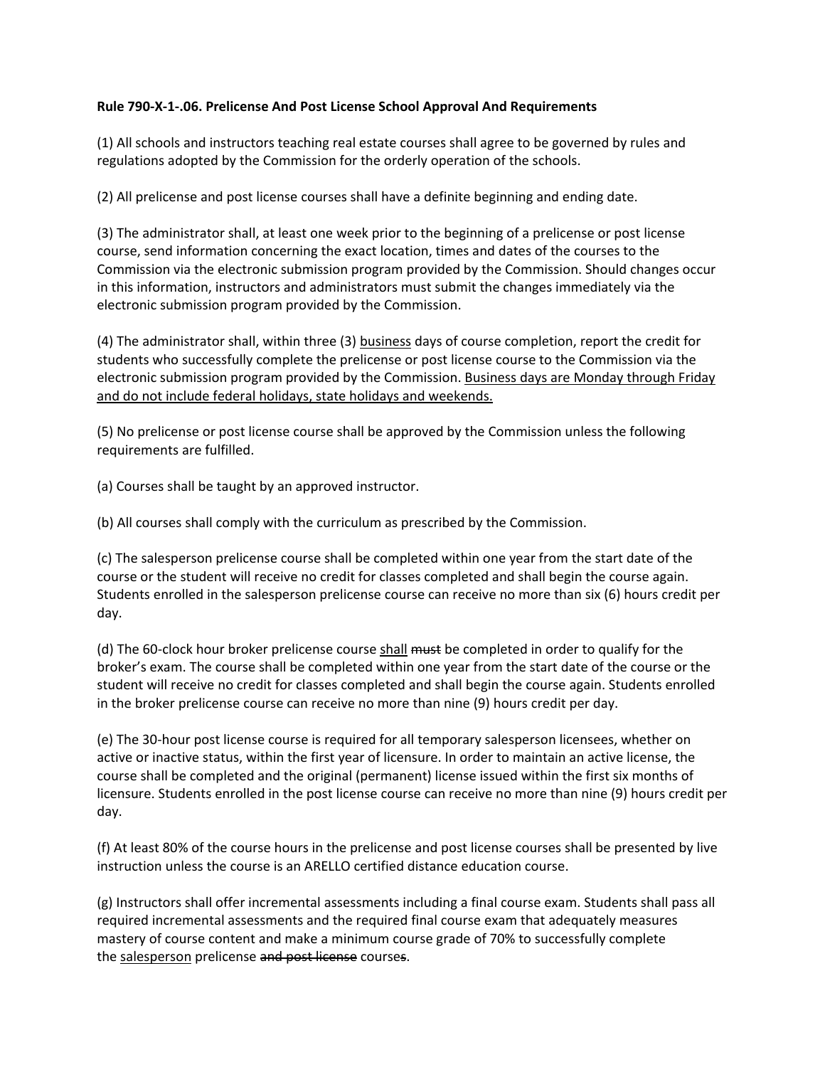**Rule 790-X-1-.06. Prelicense And Post License School Approval And Requirements**

(1) All schools and instructors teaching real estate courses shall agree to be governed by rules and regulations adopted by the Commission for the orderly operation of the schools.

(2) All prelicense and post license courses shall have a definite beginning and ending date.

(3) The administrator shall, at least one week prior to the beginning of a prelicense or post license course, send information concerning the exact location, times and dates of the courses to the Commission via the electronic submission program provided by the Commission. Should changes occur in this information, instructors and administrators must submit the changes immediately via the electronic submission program provided by the Commission.

(4) The administrator shall, within three (3) <u>business</u> days of course completion, report the credit for students who successfully complete the prelicense or post license course to the Commission via the electronic submission program provided by the Commission. <u>Business days are Monday through Friday and do not include federal holidays, state holidays and weekends.</u>

(5) No prelicense or post license course shall be approved by the Commission unless the following requirements are fulfilled.

(a) Courses shall be taught by an approved instructor.

(b) All courses shall comply with the curriculum as prescribed by the Commission.

(c) The salesperson prelicense course shall be completed within one year from the start date of the course or the student will receive no credit for classes completed and shall begin the course again. Students enrolled in the salesperson prelicense course can receive no more than six (6) hours credit per day.

(d) The 60-clock hour broker prelicense course <u>shall</u> ~~must~~ be completed in order to qualify for the broker's exam. The course shall be completed within one year from the start date of the course or the student will receive no credit for classes completed and shall begin the course again. Students enrolled in the broker prelicense course can receive no more than nine (9) hours credit per day.

(e) The 30-hour post license course is required for all temporary salesperson licensees, whether on active or inactive status, within the first year of licensure. In order to maintain an active license, the course shall be completed and the original (permanent) license issued within the first six months of licensure. Students enrolled in the post license course can receive no more than nine (9) hours credit per day.

(f) At least 80% of the course hours in the prelicense and post license courses shall be presented by live instruction unless the course is an ARELLO certified distance education course.

(g) Instructors shall offer incremental assessments including a final course exam. Students shall pass all required incremental assessments and the required final course exam that adequately measures mastery of course content and make a minimum course grade of 70% to successfully complete the <u>salesperson</u> prelicense ~~and post license~~ course~~s~~.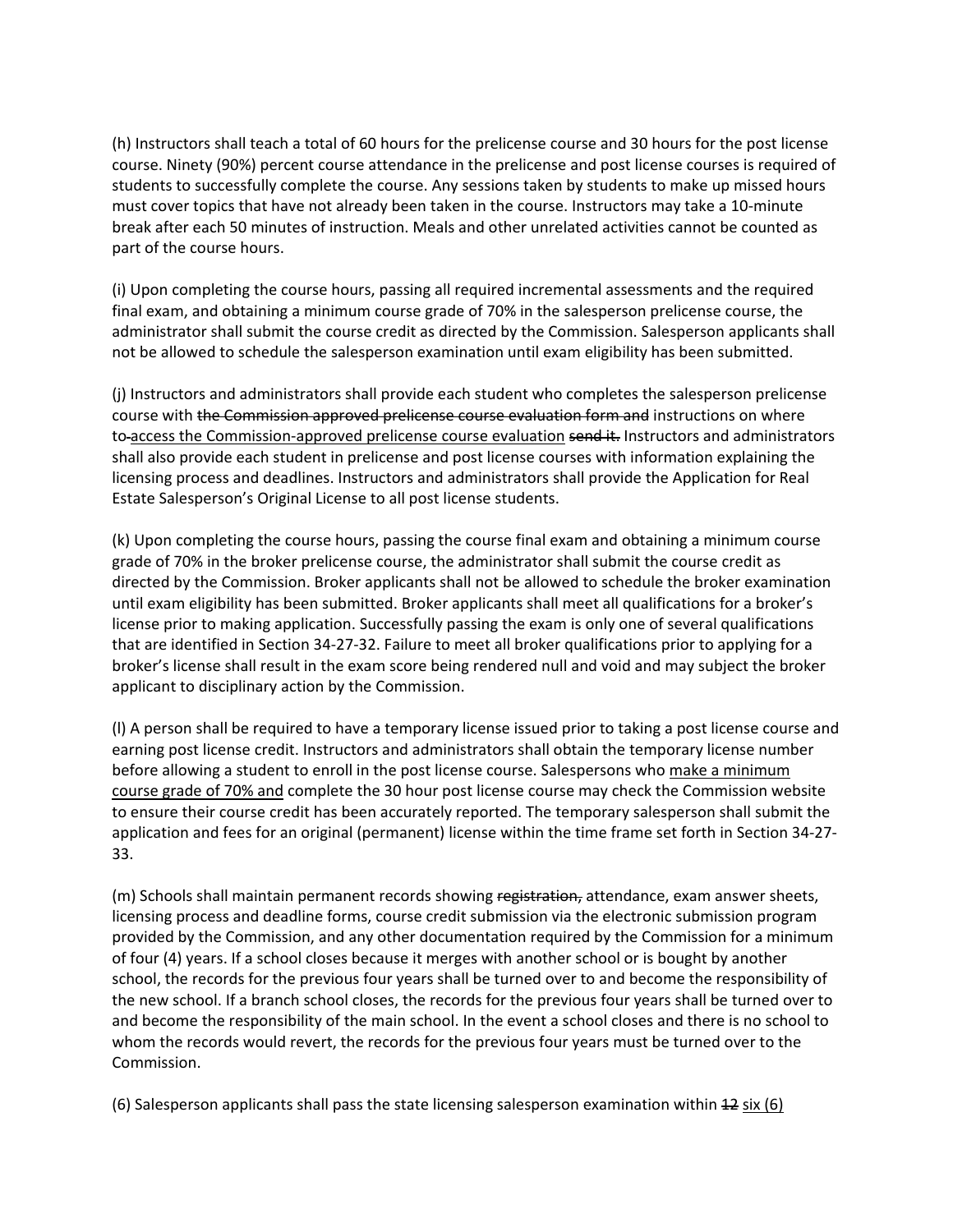(h) Instructors shall teach a total of 60 hours for the prelicense course and 30 hours for the post license course. Ninety (90%) percent course attendance in the prelicense and post license courses is required of students to successfully complete the course. Any sessions taken by students to make up missed hours must cover topics that have not already been taken in the course. Instructors may take a 10-minute break after each 50 minutes of instruction. Meals and other unrelated activities cannot be counted as part of the course hours.

(i) Upon completing the course hours, passing all required incremental assessments and the required final exam, and obtaining a minimum course grade of 70% in the salesperson prelicense course, the administrator shall submit the course credit as directed by the Commission. Salesperson applicants shall not be allowed to schedule the salesperson examination until exam eligibility has been submitted.

(j) Instructors and administrators shall provide each student who completes the salesperson prelicense course with ~~the Commission approved prelicense course evaluation form and~~ instructions on where to <u>access the Commission-approved prelicense course evaluation</u> ~~send it.~~ Instructors and administrators shall also provide each student in prelicense and post license courses with information explaining the licensing process and deadlines. Instructors and administrators shall provide the Application for Real Estate Salesperson's Original License to all post license students.

(k) Upon completing the course hours, passing the course final exam and obtaining a minimum course grade of 70% in the broker prelicense course, the administrator shall submit the course credit as directed by the Commission. Broker applicants shall not be allowed to schedule the broker examination until exam eligibility has been submitted. Broker applicants shall meet all qualifications for a broker's license prior to making application. Successfully passing the exam is only one of several qualifications that are identified in Section 34-27-32. Failure to meet all broker qualifications prior to applying for a broker's license shall result in the exam score being rendered null and void and may subject the broker applicant to disciplinary action by the Commission.

(l) A person shall be required to have a temporary license issued prior to taking a post license course and earning post license credit. Instructors and administrators shall obtain the temporary license number before allowing a student to enroll in the post license course. Salespersons who <u>make a minimum course grade of 70% and</u> complete the 30 hour post license course may check the Commission website to ensure their course credit has been accurately reported. The temporary salesperson shall submit the application and fees for an original (permanent) license within the time frame set forth in Section 34-27-33.

(m) Schools shall maintain permanent records showing ~~registration,~~ attendance, exam answer sheets, licensing process and deadline forms, course credit submission via the electronic submission program provided by the Commission, and any other documentation required by the Commission for a minimum of four (4) years. If a school closes because it merges with another school or is bought by another school, the records for the previous four years shall be turned over to and become the responsibility of the new school. If a branch school closes, the records for the previous four years shall be turned over to and become the responsibility of the main school. In the event a school closes and there is no school to whom the records would revert, the records for the previous four years must be turned over to the Commission.

(6) Salesperson applicants shall pass the state licensing salesperson examination within ~~12~~ <u>six (6)</u>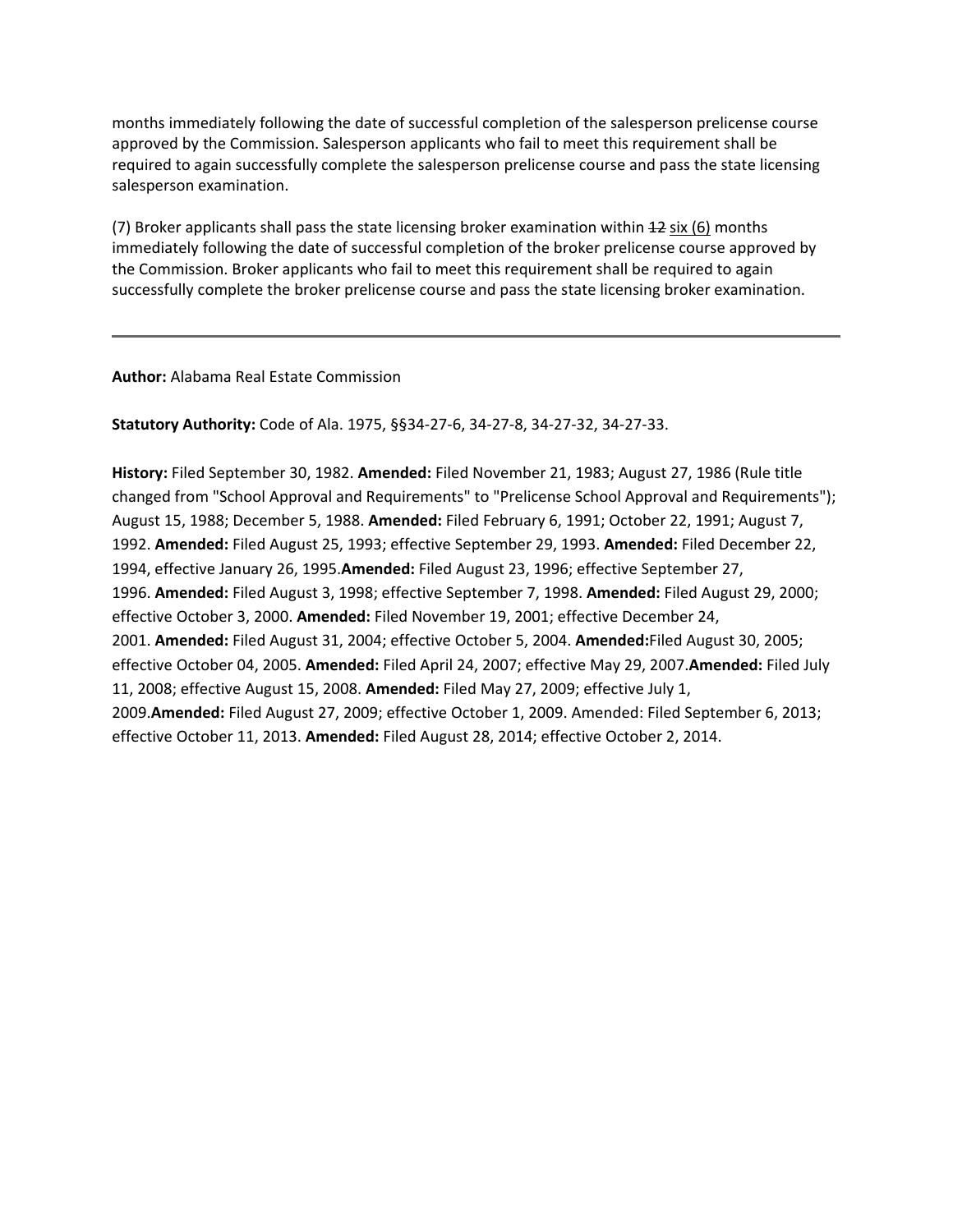months immediately following the date of successful completion of the salesperson prelicense course approved by the Commission. Salesperson applicants who fail to meet this requirement shall be required to again successfully complete the salesperson prelicense course and pass the state licensing salesperson examination.

(7) Broker applicants shall pass the state licensing broker examination within ~~12~~ <u>six (6)</u> months immediately following the date of successful completion of the broker prelicense course approved by the Commission. Broker applicants who fail to meet this requirement shall be required to again successfully complete the broker prelicense course and pass the state licensing broker examination.

---

**Author:** Alabama Real Estate Commission

**Statutory Authority:** Code of Ala. 1975, §§34-27-6, 34-27-8, 34-27-32, 34-27-33.

**History:** Filed September 30, 1982. **Amended:** Filed November 21, 1983; August 27, 1986 (Rule title changed from "School Approval and Requirements" to "Prelicense School Approval and Requirements"); August 15, 1988; December 5, 1988. **Amended:** Filed February 6, 1991; October 22, 1991; August 7, 1992. **Amended:** Filed August 25, 1993; effective September 29, 1993. **Amended:** Filed December 22, 1994, effective January 26, 1995.**Amended:** Filed August 23, 1996; effective September 27, 1996. **Amended:** Filed August 3, 1998; effective September 7, 1998. **Amended:** Filed August 29, 2000; effective October 3, 2000. **Amended:** Filed November 19, 2001; effective December 24, 2001. **Amended:** Filed August 31, 2004; effective October 5, 2004. **Amended:**Filed August 30, 2005; effective October 04, 2005. **Amended:** Filed April 24, 2007; effective May 29, 2007.**Amended:** Filed July 11, 2008; effective August 15, 2008. **Amended:** Filed May 27, 2009; effective July 1, 2009.**Amended:** Filed August 27, 2009; effective October 1, 2009. Amended: Filed September 6, 2013; effective October 11, 2013. **Amended:** Filed August 28, 2014; effective October 2, 2014.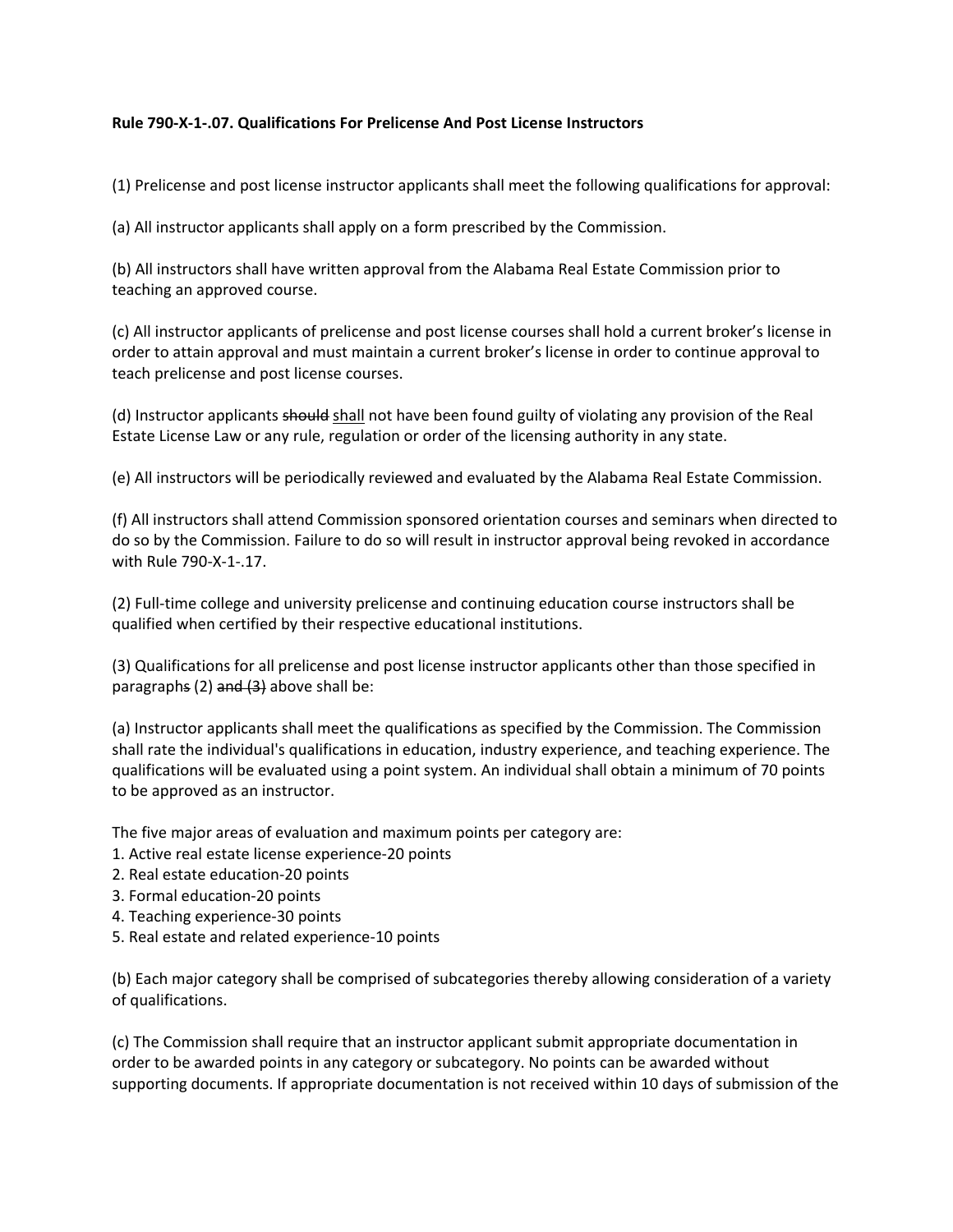**Rule 790-X-1-.07. Qualifications For Prelicense And Post License Instructors**

(1) Prelicense and post license instructor applicants shall meet the following qualifications for approval:

(a) All instructor applicants shall apply on a form prescribed by the Commission.

(b) All instructors shall have written approval from the Alabama Real Estate Commission prior to teaching an approved course.

(c) All instructor applicants of prelicense and post license courses shall hold a current broker's license in order to attain approval and must maintain a current broker's license in order to continue approval to teach prelicense and post license courses.

(d) Instructor applicants ~~should~~ <u>shall</u> not have been found guilty of violating any provision of the Real Estate License Law or any rule, regulation or order of the licensing authority in any state.

(e) All instructors will be periodically reviewed and evaluated by the Alabama Real Estate Commission.

(f) All instructors shall attend Commission sponsored orientation courses and seminars when directed to do so by the Commission. Failure to do so will result in instructor approval being revoked in accordance with Rule 790-X-1-.17.

(2) Full-time college and university prelicense and continuing education course instructors shall be qualified when certified by their respective educational institutions.

(3) Qualifications for all prelicense and post license instructor applicants other than those specified in paragraph~~s~~ (2) ~~and (3)~~ above shall be:

(a) Instructor applicants shall meet the qualifications as specified by the Commission. The Commission shall rate the individual's qualifications in education, industry experience, and teaching experience. The qualifications will be evaluated using a point system. An individual shall obtain a minimum of 70 points to be approved as an instructor.

The five major areas of evaluation and maximum points per category are:
1. Active real estate license experience-20 points
2. Real estate education-20 points
3. Formal education-20 points
4. Teaching experience-30 points
5. Real estate and related experience-10 points

(b) Each major category shall be comprised of subcategories thereby allowing consideration of a variety of qualifications.

(c) The Commission shall require that an instructor applicant submit appropriate documentation in order to be awarded points in any category or subcategory. No points can be awarded without supporting documents. If appropriate documentation is not received within 10 days of submission of the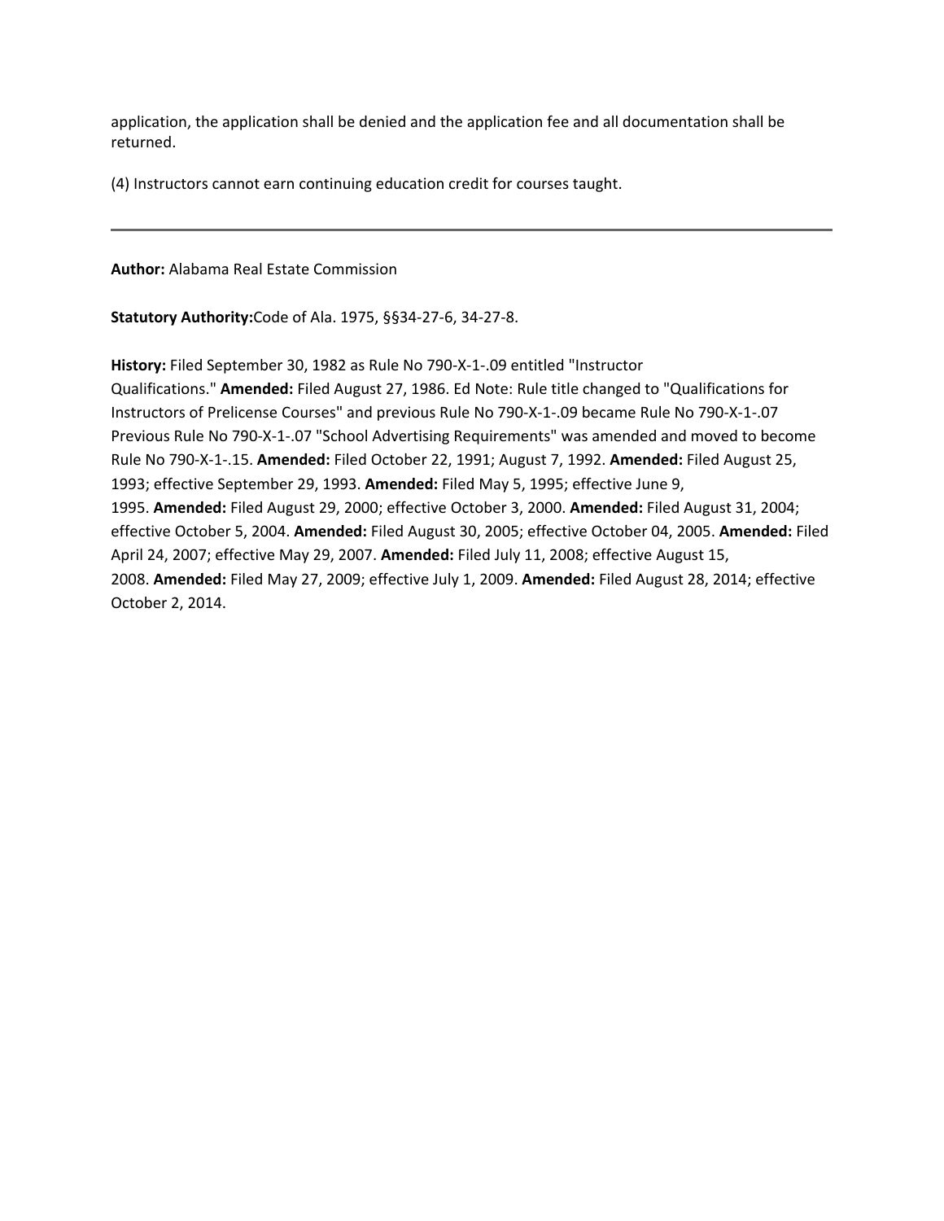application, the application shall be denied and the application fee and all documentation shall be returned.

(4) Instructors cannot earn continuing education credit for courses taught.

---

**Author:** Alabama Real Estate Commission

**Statutory Authority:**Code of Ala. 1975, §§34-27-6, 34-27-8.

**History:** Filed September 30, 1982 as Rule No 790-X-1-.09 entitled "Instructor Qualifications." **Amended:** Filed August 27, 1986. Ed Note: Rule title changed to "Qualifications for Instructors of Prelicense Courses" and previous Rule No 790-X-1-.09 became Rule No 790-X-1-.07 Previous Rule No 790-X-1-.07 "School Advertising Requirements" was amended and moved to become Rule No 790-X-1-.15. **Amended:** Filed October 22, 1991; August 7, 1992. **Amended:** Filed August 25, 1993; effective September 29, 1993. **Amended:** Filed May 5, 1995; effective June 9, 1995. **Amended:** Filed August 29, 2000; effective October 3, 2000. **Amended:** Filed August 31, 2004; effective October 5, 2004. **Amended:** Filed August 30, 2005; effective October 04, 2005. **Amended:** Filed April 24, 2007; effective May 29, 2007. **Amended:** Filed July 11, 2008; effective August 15, 2008. **Amended:** Filed May 27, 2009; effective July 1, 2009. **Amended:** Filed August 28, 2014; effective October 2, 2014.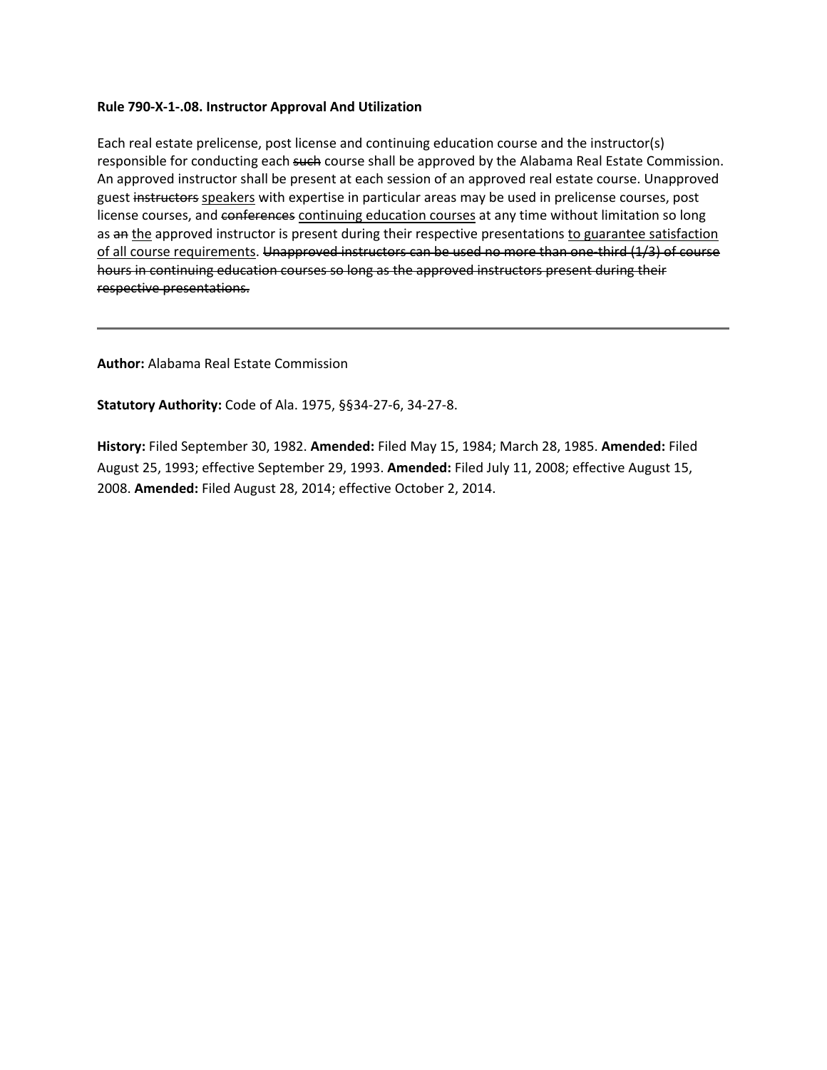**Rule 790-X-1-.08. Instructor Approval And Utilization**

Each real estate prelicense, post license and continuing education course and the instructor(s) responsible for conducting each ~~such~~ course shall be approved by the Alabama Real Estate Commission. An approved instructor shall be present at each session of an approved real estate course. Unapproved guest ~~instructors~~ <u>speakers</u> with expertise in particular areas may be used in prelicense courses, post license courses, and ~~conferences~~ <u>continuing education courses</u> at any time without limitation so long as ~~an~~ <u>the</u> approved instructor is present during their respective presentations <u>to guarantee satisfaction of all course requirements</u>. ~~Unapproved instructors can be used no more than one-third (1/3) of course hours in continuing education courses so long as the approved instructors present during their respective presentations.~~

---

**Author:** Alabama Real Estate Commission

**Statutory Authority:** Code of Ala. 1975, §§34-27-6, 34-27-8.

**History:** Filed September 30, 1982. **Amended:** Filed May 15, 1984; March 28, 1985. **Amended:** Filed August 25, 1993; effective September 29, 1993. **Amended:** Filed July 11, 2008; effective August 15, 2008. **Amended:** Filed August 28, 2014; effective October 2, 2014.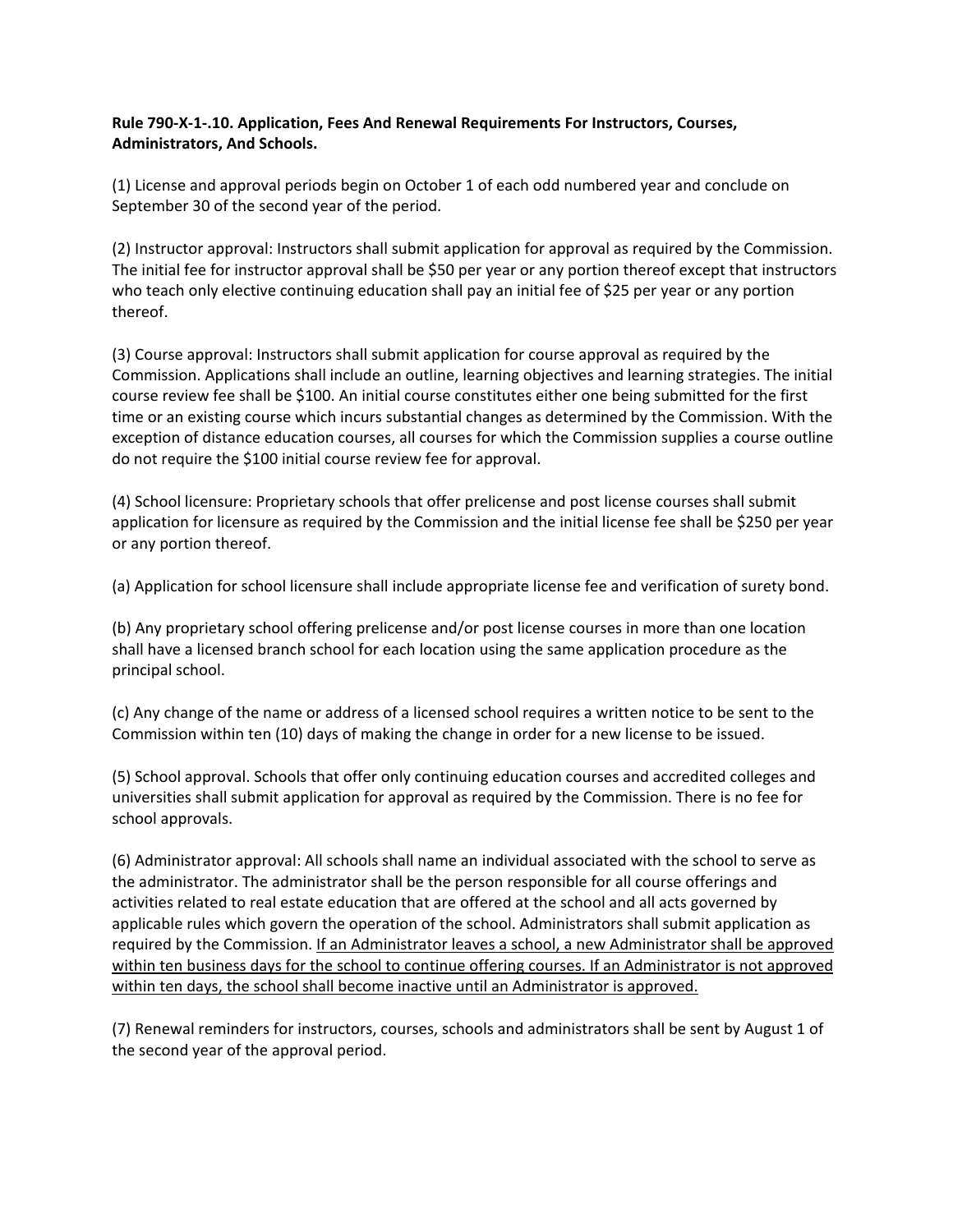**Rule 790-X-1-.10. Application, Fees And Renewal Requirements For Instructors, Courses, Administrators, And Schools.**

(1) License and approval periods begin on October 1 of each odd numbered year and conclude on September 30 of the second year of the period.

(2) Instructor approval: Instructors shall submit application for approval as required by the Commission. The initial fee for instructor approval shall be $50 per year or any portion thereof except that instructors who teach only elective continuing education shall pay an initial fee of $25 per year or any portion thereof.

(3) Course approval: Instructors shall submit application for course approval as required by the Commission. Applications shall include an outline, learning objectives and learning strategies. The initial course review fee shall be $100. An initial course constitutes either one being submitted for the first time or an existing course which incurs substantial changes as determined by the Commission. With the exception of distance education courses, all courses for which the Commission supplies a course outline do not require the $100 initial course review fee for approval.

(4) School licensure: Proprietary schools that offer prelicense and post license courses shall submit application for licensure as required by the Commission and the initial license fee shall be $250 per year or any portion thereof.

(a) Application for school licensure shall include appropriate license fee and verification of surety bond.

(b) Any proprietary school offering prelicense and/or post license courses in more than one location shall have a licensed branch school for each location using the same application procedure as the principal school.

(c) Any change of the name or address of a licensed school requires a written notice to be sent to the Commission within ten (10) days of making the change in order for a new license to be issued.

(5) School approval. Schools that offer only continuing education courses and accredited colleges and universities shall submit application for approval as required by the Commission. There is no fee for school approvals.

(6) Administrator approval: All schools shall name an individual associated with the school to serve as the administrator. The administrator shall be the person responsible for all course offerings and activities related to real estate education that are offered at the school and all acts governed by applicable rules which govern the operation of the school. Administrators shall submit application as required by the Commission. <u>If an Administrator leaves a school, a new Administrator shall be approved within ten business days for the school to continue offering courses. If an Administrator is not approved within ten days, the school shall become inactive until an Administrator is approved.</u>

(7) Renewal reminders for instructors, courses, schools and administrators shall be sent by August 1 of the second year of the approval period.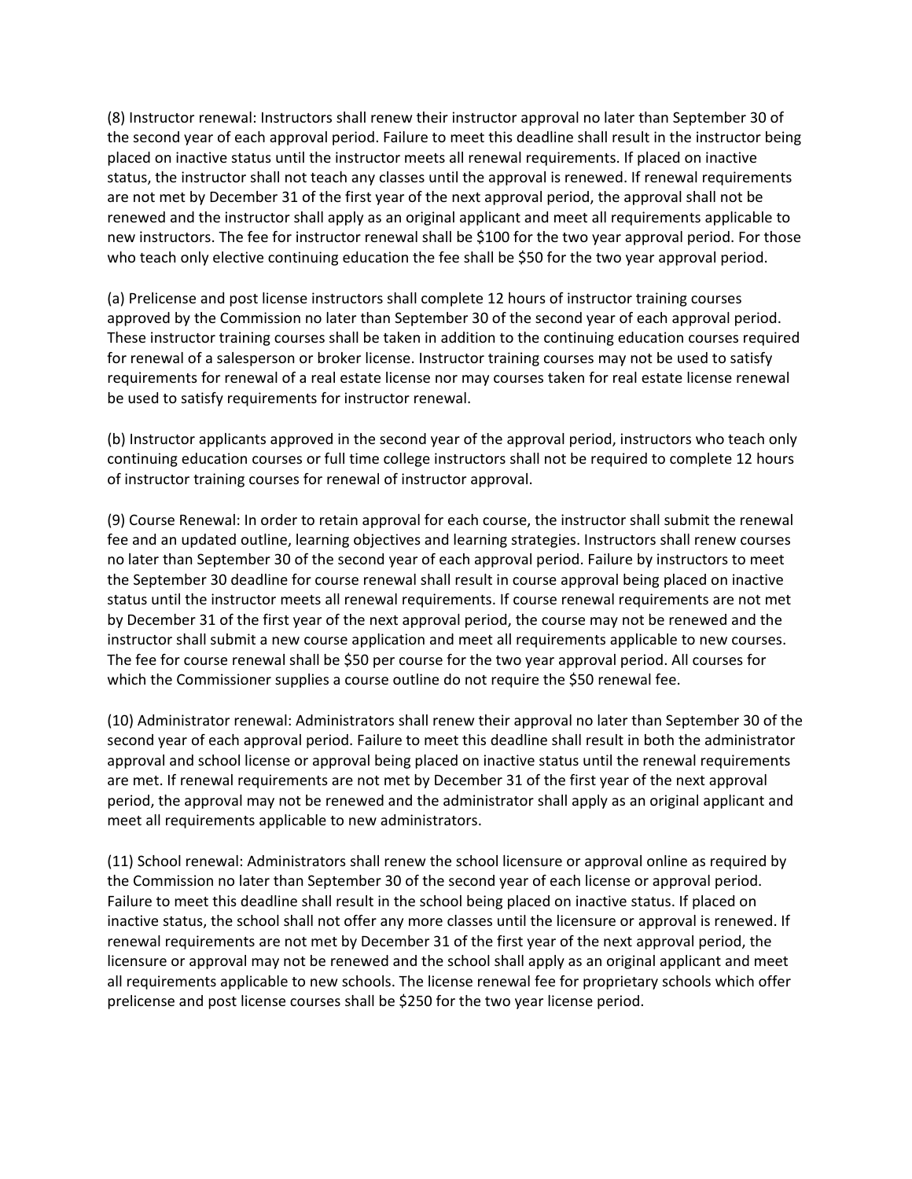(8) Instructor renewal: Instructors shall renew their instructor approval no later than September 30 of the second year of each approval period. Failure to meet this deadline shall result in the instructor being placed on inactive status until the instructor meets all renewal requirements. If placed on inactive status, the instructor shall not teach any classes until the approval is renewed. If renewal requirements are not met by December 31 of the first year of the next approval period, the approval shall not be renewed and the instructor shall apply as an original applicant and meet all requirements applicable to new instructors. The fee for instructor renewal shall be $100 for the two year approval period. For those who teach only elective continuing education the fee shall be $50 for the two year approval period.

(a) Prelicense and post license instructors shall complete 12 hours of instructor training courses approved by the Commission no later than September 30 of the second year of each approval period. These instructor training courses shall be taken in addition to the continuing education courses required for renewal of a salesperson or broker license. Instructor training courses may not be used to satisfy requirements for renewal of a real estate license nor may courses taken for real estate license renewal be used to satisfy requirements for instructor renewal.

(b) Instructor applicants approved in the second year of the approval period, instructors who teach only continuing education courses or full time college instructors shall not be required to complete 12 hours of instructor training courses for renewal of instructor approval.

(9) Course Renewal: In order to retain approval for each course, the instructor shall submit the renewal fee and an updated outline, learning objectives and learning strategies. Instructors shall renew courses no later than September 30 of the second year of each approval period. Failure by instructors to meet the September 30 deadline for course renewal shall result in course approval being placed on inactive status until the instructor meets all renewal requirements. If course renewal requirements are not met by December 31 of the first year of the next approval period, the course may not be renewed and the instructor shall submit a new course application and meet all requirements applicable to new courses. The fee for course renewal shall be $50 per course for the two year approval period. All courses for which the Commissioner supplies a course outline do not require the $50 renewal fee.

(10) Administrator renewal: Administrators shall renew their approval no later than September 30 of the second year of each approval period. Failure to meet this deadline shall result in both the administrator approval and school license or approval being placed on inactive status until the renewal requirements are met. If renewal requirements are not met by December 31 of the first year of the next approval period, the approval may not be renewed and the administrator shall apply as an original applicant and meet all requirements applicable to new administrators.

(11) School renewal: Administrators shall renew the school licensure or approval online as required by the Commission no later than September 30 of the second year of each license or approval period. Failure to meet this deadline shall result in the school being placed on inactive status. If placed on inactive status, the school shall not offer any more classes until the licensure or approval is renewed. If renewal requirements are not met by December 31 of the first year of the next approval period, the licensure or approval may not be renewed and the school shall apply as an original applicant and meet all requirements applicable to new schools. The license renewal fee for proprietary schools which offer prelicense and post license courses shall be $250 for the two year license period.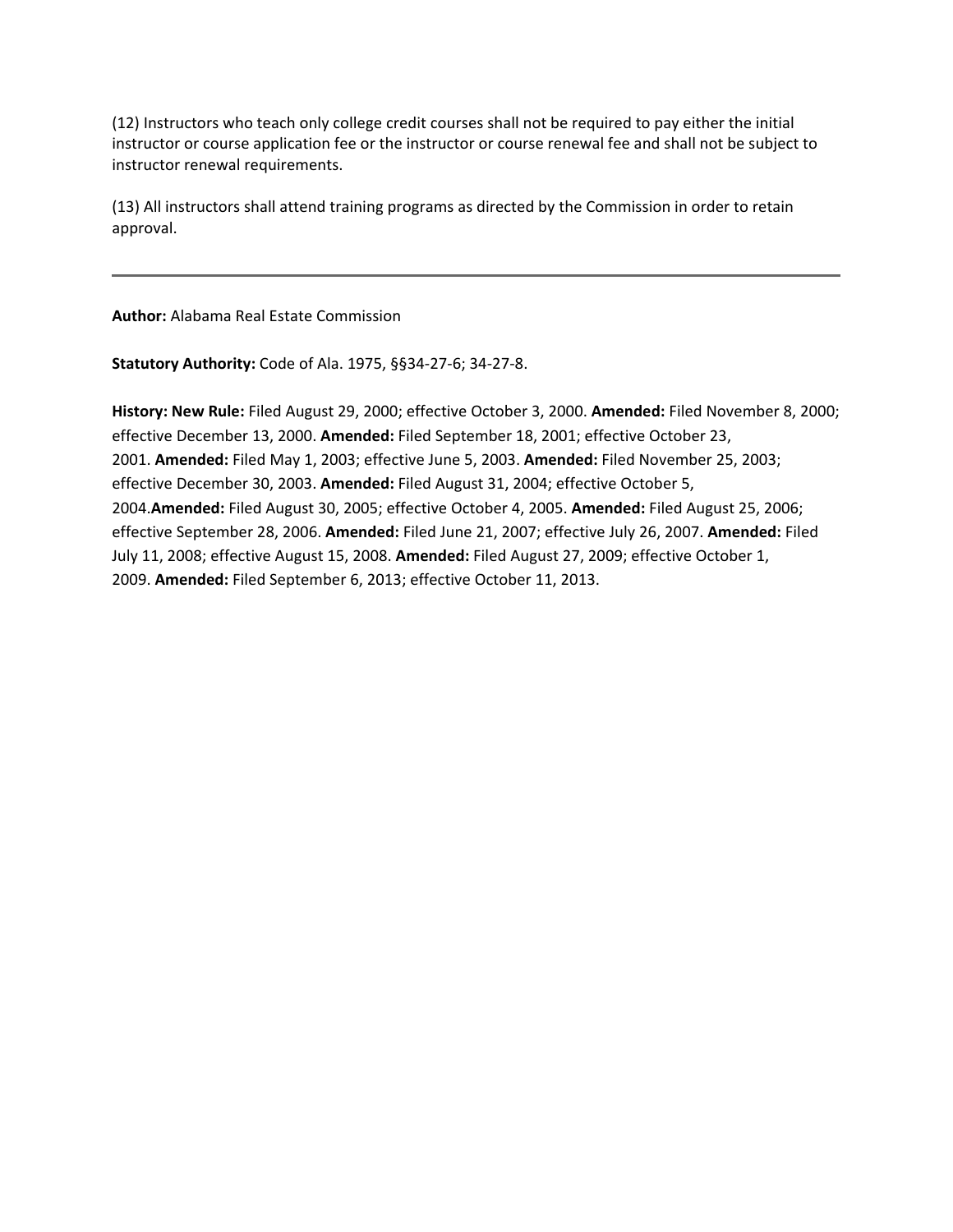(12) Instructors who teach only college credit courses shall not be required to pay either the initial instructor or course application fee or the instructor or course renewal fee and shall not be subject to instructor renewal requirements.

(13) All instructors shall attend training programs as directed by the Commission in order to retain approval.

---

**Author:** Alabama Real Estate Commission

**Statutory Authority:** Code of Ala. 1975, §§34-27-6; 34-27-8.

**History: New Rule:** Filed August 29, 2000; effective October 3, 2000. **Amended:** Filed November 8, 2000; effective December 13, 2000. **Amended:** Filed September 18, 2001; effective October 23, 2001. **Amended:** Filed May 1, 2003; effective June 5, 2003. **Amended:** Filed November 25, 2003; effective December 30, 2003. **Amended:** Filed August 31, 2004; effective October 5, 2004.**Amended:** Filed August 30, 2005; effective October 4, 2005. **Amended:** Filed August 25, 2006; effective September 28, 2006. **Amended:** Filed June 21, 2007; effective July 26, 2007. **Amended:** Filed July 11, 2008; effective August 15, 2008. **Amended:** Filed August 27, 2009; effective October 1, 2009. **Amended:** Filed September 6, 2013; effective October 11, 2013.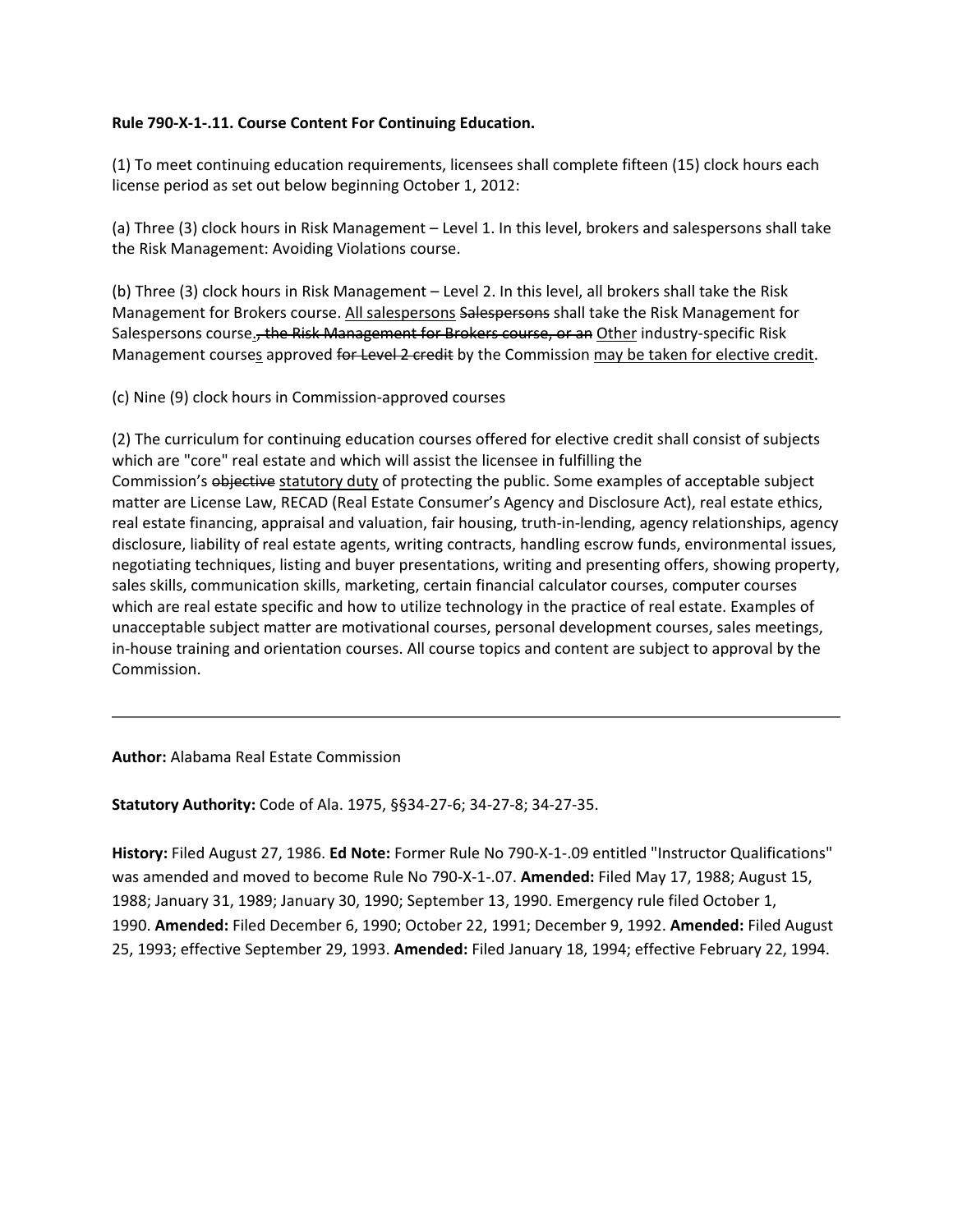**Rule 790-X-1-.11. Course Content For Continuing Education.**

(1) To meet continuing education requirements, licensees shall complete fifteen (15) clock hours each license period as set out below beginning October 1, 2012:

(a) Three (3) clock hours in Risk Management – Level 1. In this level, brokers and salespersons shall take the Risk Management: Avoiding Violations course.

(b) Three (3) clock hours in Risk Management – Level 2. In this level, all brokers shall take the Risk Management for Brokers course. <u>All salespersons</u> ~~Salespersons~~ shall take the Risk Management for Salespersons course<u>.</u>~~, the Risk Management for Brokers course, or an~~ <u>Other</u> industry-specific Risk Management course<u>s</u> approved ~~for Level 2 credit~~ by the Commission <u>may be taken for elective credit</u>.

(c) Nine (9) clock hours in Commission-approved courses

(2) The curriculum for continuing education courses offered for elective credit shall consist of subjects which are "core" real estate and which will assist the licensee in fulfilling the Commission's ~~objective~~ <u>statutory duty</u> of protecting the public. Some examples of acceptable subject matter are License Law, RECAD (Real Estate Consumer's Agency and Disclosure Act), real estate ethics, real estate financing, appraisal and valuation, fair housing, truth-in-lending, agency relationships, agency disclosure, liability of real estate agents, writing contracts, handling escrow funds, environmental issues, negotiating techniques, listing and buyer presentations, writing and presenting offers, showing property, sales skills, communication skills, marketing, certain financial calculator courses, computer courses which are real estate specific and how to utilize technology in the practice of real estate. Examples of unacceptable subject matter are motivational courses, personal development courses, sales meetings, in-house training and orientation courses. All course topics and content are subject to approval by the Commission.

---

**Author:** Alabama Real Estate Commission

**Statutory Authority:** Code of Ala. 1975, §§34-27-6; 34-27-8; 34-27-35.

**History:** Filed August 27, 1986. **Ed Note:** Former Rule No 790-X-1-.09 entitled "Instructor Qualifications" was amended and moved to become Rule No 790-X-1-.07. **Amended:** Filed May 17, 1988; August 15, 1988; January 31, 1989; January 30, 1990; September 13, 1990. Emergency rule filed October 1, 1990. **Amended:** Filed December 6, 1990; October 22, 1991; December 9, 1992. **Amended:** Filed August 25, 1993; effective September 29, 1993. **Amended:** Filed January 18, 1994; effective February 22, 1994.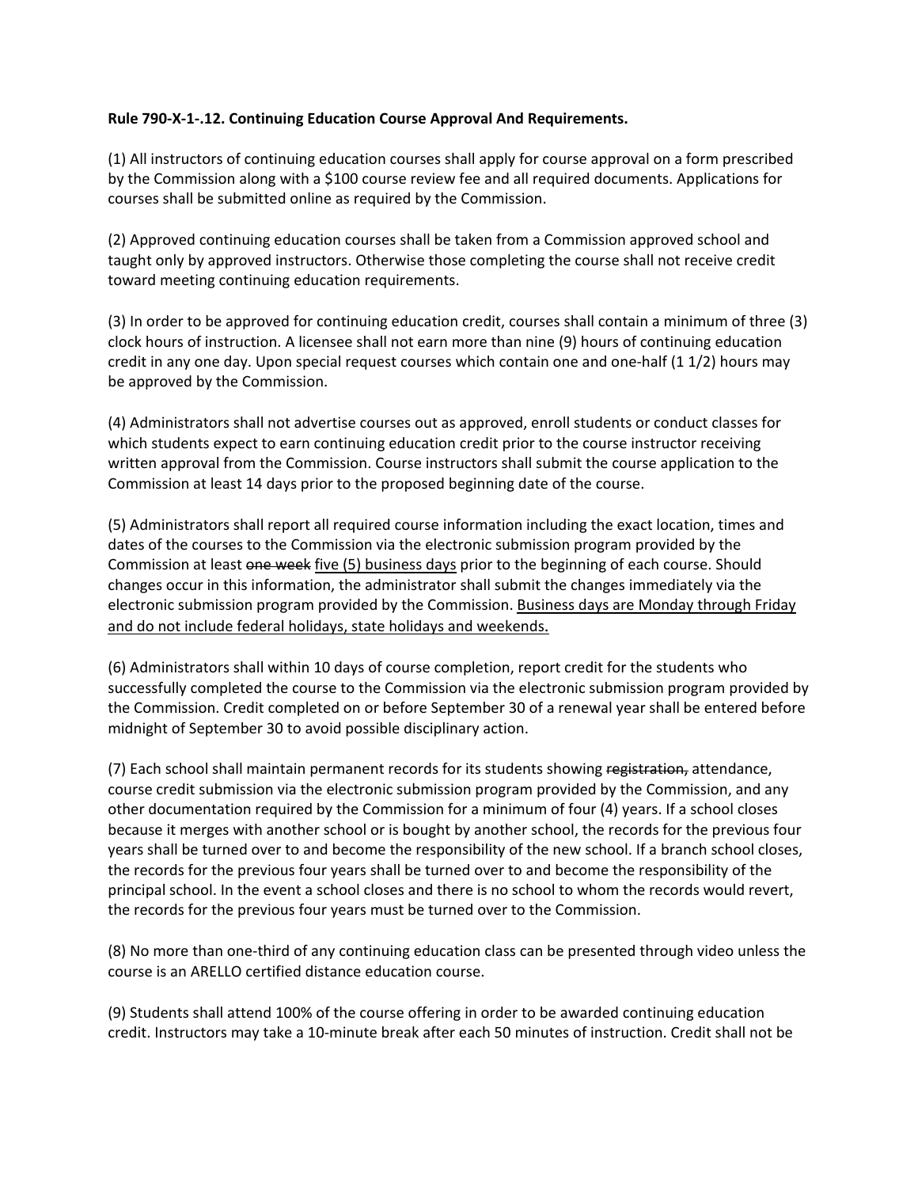**Rule 790-X-1-.12. Continuing Education Course Approval And Requirements.**

(1) All instructors of continuing education courses shall apply for course approval on a form prescribed by the Commission along with a $100 course review fee and all required documents. Applications for courses shall be submitted online as required by the Commission.

(2) Approved continuing education courses shall be taken from a Commission approved school and taught only by approved instructors. Otherwise those completing the course shall not receive credit toward meeting continuing education requirements.

(3) In order to be approved for continuing education credit, courses shall contain a minimum of three (3) clock hours of instruction. A licensee shall not earn more than nine (9) hours of continuing education credit in any one day. Upon special request courses which contain one and one-half (1 1/2) hours may be approved by the Commission.

(4) Administrators shall not advertise courses out as approved, enroll students or conduct classes for which students expect to earn continuing education credit prior to the course instructor receiving written approval from the Commission. Course instructors shall submit the course application to the Commission at least 14 days prior to the proposed beginning date of the course.

(5) Administrators shall report all required course information including the exact location, times and dates of the courses to the Commission via the electronic submission program provided by the Commission at least ~~one week~~ <u>five (5) business days</u> prior to the beginning of each course. Should changes occur in this information, the administrator shall submit the changes immediately via the electronic submission program provided by the Commission. <u>Business days are Monday through Friday and do not include federal holidays, state holidays and weekends.</u>

(6) Administrators shall within 10 days of course completion, report credit for the students who successfully completed the course to the Commission via the electronic submission program provided by the Commission. Credit completed on or before September 30 of a renewal year shall be entered before midnight of September 30 to avoid possible disciplinary action.

(7) Each school shall maintain permanent records for its students showing ~~registration,~~ attendance, course credit submission via the electronic submission program provided by the Commission, and any other documentation required by the Commission for a minimum of four (4) years. If a school closes because it merges with another school or is bought by another school, the records for the previous four years shall be turned over to and become the responsibility of the new school. If a branch school closes, the records for the previous four years shall be turned over to and become the responsibility of the principal school. In the event a school closes and there is no school to whom the records would revert, the records for the previous four years must be turned over to the Commission.

(8) No more than one-third of any continuing education class can be presented through video unless the course is an ARELLO certified distance education course.

(9) Students shall attend 100% of the course offering in order to be awarded continuing education credit. Instructors may take a 10-minute break after each 50 minutes of instruction. Credit shall not be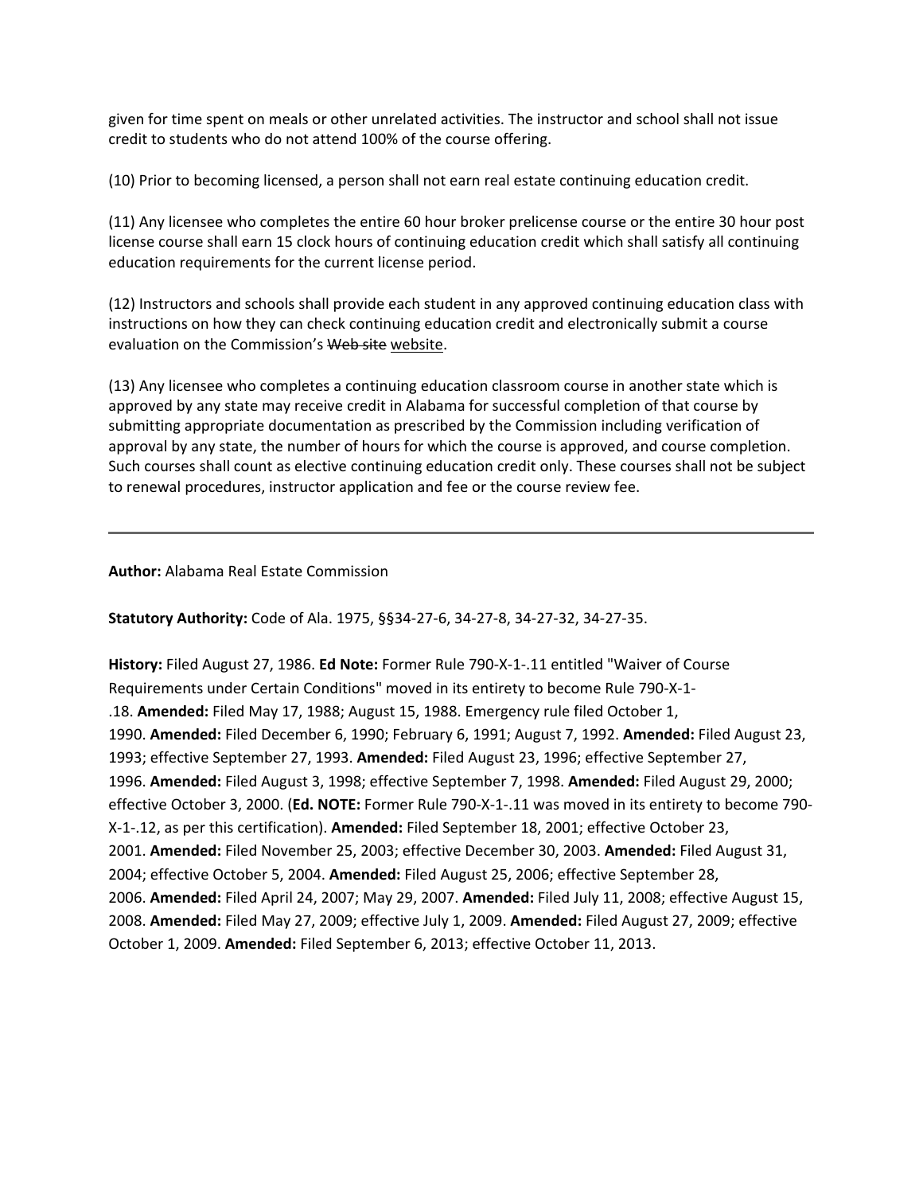given for time spent on meals or other unrelated activities. The instructor and school shall not issue credit to students who do not attend 100% of the course offering.

(10) Prior to becoming licensed, a person shall not earn real estate continuing education credit.

(11) Any licensee who completes the entire 60 hour broker prelicense course or the entire 30 hour post license course shall earn 15 clock hours of continuing education credit which shall satisfy all continuing education requirements for the current license period.

(12) Instructors and schools shall provide each student in any approved continuing education class with instructions on how they can check continuing education credit and electronically submit a course evaluation on the Commission's ~~Web site~~ website.

(13) Any licensee who completes a continuing education classroom course in another state which is approved by any state may receive credit in Alabama for successful completion of that course by submitting appropriate documentation as prescribed by the Commission including verification of approval by any state, the number of hours for which the course is approved, and course completion. Such courses shall count as elective continuing education credit only. These courses shall not be subject to renewal procedures, instructor application and fee or the course review fee.

---

**Author:** Alabama Real Estate Commission

**Statutory Authority:** Code of Ala. 1975, §§34-27-6, 34-27-8, 34-27-32, 34-27-35.

**History:** Filed August 27, 1986. **Ed Note:** Former Rule 790-X-1-.11 entitled "Waiver of Course Requirements under Certain Conditions" moved in its entirety to become Rule 790-X-1-.18. **Amended:** Filed May 17, 1988; August 15, 1988. Emergency rule filed October 1, 1990. **Amended:** Filed December 6, 1990; February 6, 1991; August 7, 1992. **Amended:** Filed August 23, 1993; effective September 27, 1993. **Amended:** Filed August 23, 1996; effective September 27, 1996. **Amended:** Filed August 3, 1998; effective September 7, 1998. **Amended:** Filed August 29, 2000; effective October 3, 2000. (**Ed. NOTE:** Former Rule 790-X-1-.11 was moved in its entirety to become 790-X-1-.12, as per this certification). **Amended:** Filed September 18, 2001; effective October 23, 2001. **Amended:** Filed November 25, 2003; effective December 30, 2003. **Amended:** Filed August 31, 2004; effective October 5, 2004. **Amended:** Filed August 25, 2006; effective September 28, 2006. **Amended:** Filed April 24, 2007; May 29, 2007. **Amended:** Filed July 11, 2008; effective August 15, 2008. **Amended:** Filed May 27, 2009; effective July 1, 2009. **Amended:** Filed August 27, 2009; effective October 1, 2009. **Amended:** Filed September 6, 2013; effective October 11, 2013.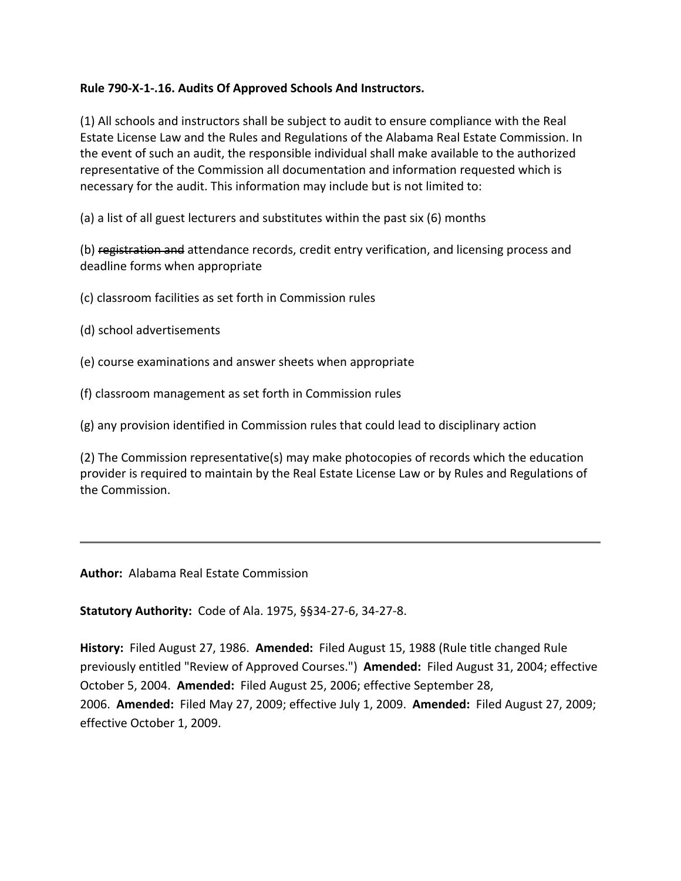**Rule 790-X-1-.16. Audits Of Approved Schools And Instructors.**

(1) All schools and instructors shall be subject to audit to ensure compliance with the Real Estate License Law and the Rules and Regulations of the Alabama Real Estate Commission. In the event of such an audit, the responsible individual shall make available to the authorized representative of the Commission all documentation and information requested which is necessary for the audit. This information may include but is not limited to:

(a) a list of all guest lecturers and substitutes within the past six (6) months

(b) ~~registration and~~ attendance records, credit entry verification, and licensing process and deadline forms when appropriate

(c) classroom facilities as set forth in Commission rules

(d) school advertisements

(e) course examinations and answer sheets when appropriate

(f) classroom management as set forth in Commission rules

(g) any provision identified in Commission rules that could lead to disciplinary action

(2) The Commission representative(s) may make photocopies of records which the education provider is required to maintain by the Real Estate License Law or by Rules and Regulations of the Commission.

---

**Author:** Alabama Real Estate Commission

**Statutory Authority:** Code of Ala. 1975, §§34-27-6, 34-27-8.

**History:** Filed August 27, 1986. **Amended:** Filed August 15, 1988 (Rule title changed Rule previously entitled "Review of Approved Courses.") **Amended:** Filed August 31, 2004; effective October 5, 2004. **Amended:** Filed August 25, 2006; effective September 28, 2006. **Amended:** Filed May 27, 2009; effective July 1, 2009. **Amended:** Filed August 27, 2009; effective October 1, 2009.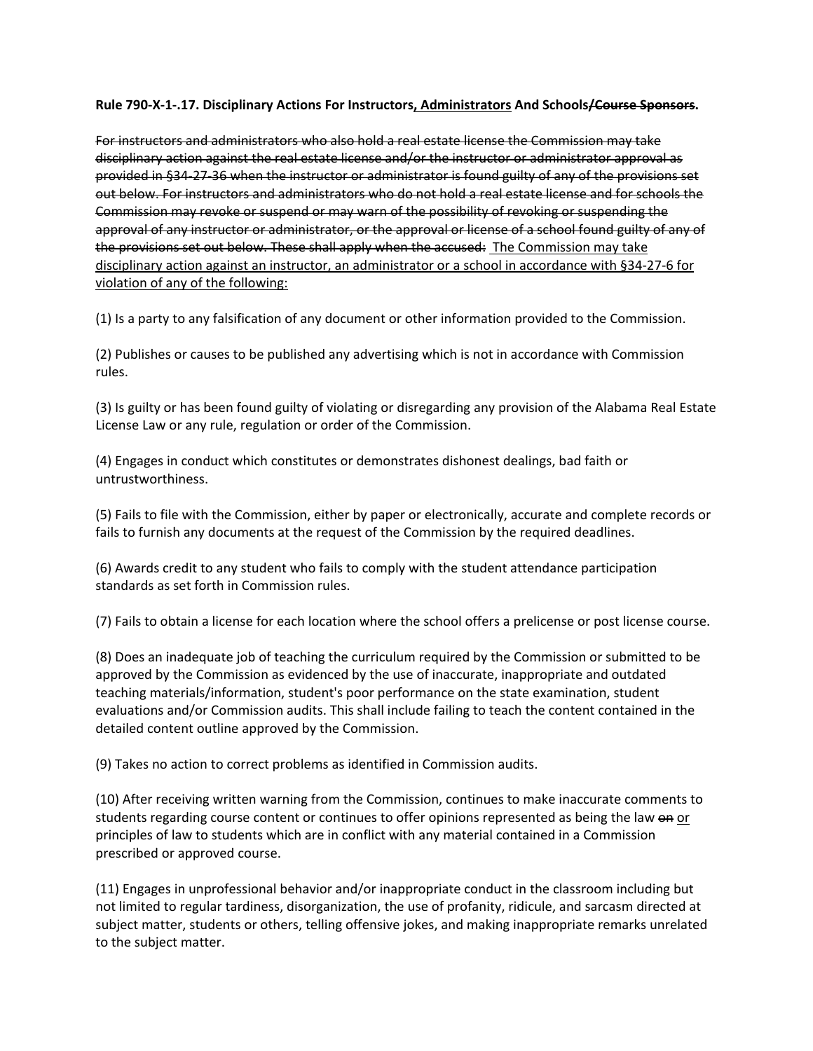**Rule 790-X-1-.17. Disciplinary Actions For Instructors<u>, Administrators</u> And Schools~~/Course Sponsors~~.**

~~For instructors and administrators who also hold a real estate license the Commission may take disciplinary action against the real estate license and/or the instructor or administrator approval as provided in §34-27-36 when the instructor or administrator is found guilty of any of the provisions set out below. For instructors and administrators who do not hold a real estate license and for schools the Commission may revoke or suspend or may warn of the possibility of revoking or suspending the approval of any instructor or administrator, or the approval or license of a school found guilty of any of the provisions set out below. These shall apply when the accused:~~ <u>The Commission may take disciplinary action against an instructor, an administrator or a school in accordance with §34-27-6 for violation of any of the following:</u>

(1) Is a party to any falsification of any document or other information provided to the Commission.

(2) Publishes or causes to be published any advertising which is not in accordance with Commission rules.

(3) Is guilty or has been found guilty of violating or disregarding any provision of the Alabama Real Estate License Law or any rule, regulation or order of the Commission.

(4) Engages in conduct which constitutes or demonstrates dishonest dealings, bad faith or untrustworthiness.

(5) Fails to file with the Commission, either by paper or electronically, accurate and complete records or fails to furnish any documents at the request of the Commission by the required deadlines.

(6) Awards credit to any student who fails to comply with the student attendance participation standards as set forth in Commission rules.

(7) Fails to obtain a license for each location where the school offers a prelicense or post license course.

(8) Does an inadequate job of teaching the curriculum required by the Commission or submitted to be approved by the Commission as evidenced by the use of inaccurate, inappropriate and outdated teaching materials/information, student's poor performance on the state examination, student evaluations and/or Commission audits. This shall include failing to teach the content contained in the detailed content outline approved by the Commission.

(9) Takes no action to correct problems as identified in Commission audits.

(10) After receiving written warning from the Commission, continues to make inaccurate comments to students regarding course content or continues to offer opinions represented as being the law ~~on~~ <u>or</u> principles of law to students which are in conflict with any material contained in a Commission prescribed or approved course.

(11) Engages in unprofessional behavior and/or inappropriate conduct in the classroom including but not limited to regular tardiness, disorganization, the use of profanity, ridicule, and sarcasm directed at subject matter, students or others, telling offensive jokes, and making inappropriate remarks unrelated to the subject matter.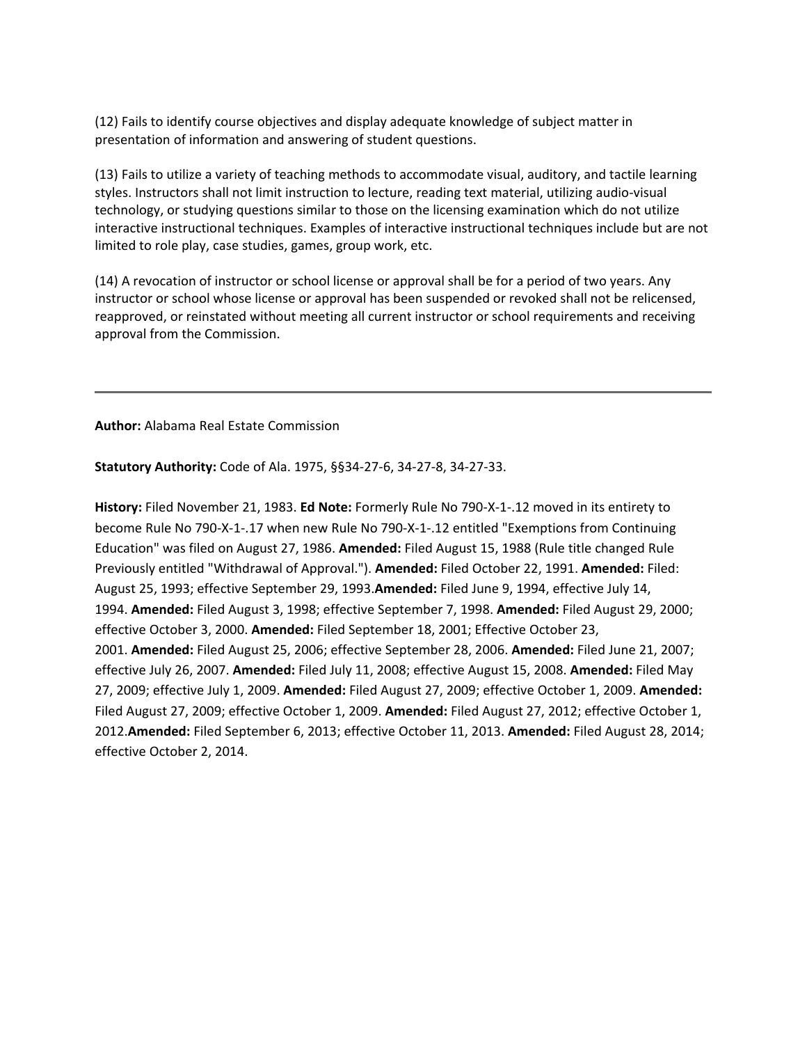(12) Fails to identify course objectives and display adequate knowledge of subject matter in presentation of information and answering of student questions.

(13) Fails to utilize a variety of teaching methods to accommodate visual, auditory, and tactile learning styles. Instructors shall not limit instruction to lecture, reading text material, utilizing audio-visual technology, or studying questions similar to those on the licensing examination which do not utilize interactive instructional techniques. Examples of interactive instructional techniques include but are not limited to role play, case studies, games, group work, etc.

(14) A revocation of instructor or school license or approval shall be for a period of two years. Any instructor or school whose license or approval has been suspended or revoked shall not be relicensed, reapproved, or reinstated without meeting all current instructor or school requirements and receiving approval from the Commission.

---

**Author:** Alabama Real Estate Commission

**Statutory Authority:** Code of Ala. 1975, §§34-27-6, 34-27-8, 34-27-33.

**History:** Filed November 21, 1983. **Ed Note:** Formerly Rule No 790-X-1-.12 moved in its entirety to become Rule No 790-X-1-.17 when new Rule No 790-X-1-.12 entitled "Exemptions from Continuing Education" was filed on August 27, 1986. **Amended:** Filed August 15, 1988 (Rule title changed Rule Previously entitled "Withdrawal of Approval."). **Amended:** Filed October 22, 1991. **Amended:** Filed: August 25, 1993; effective September 29, 1993.**Amended:** Filed June 9, 1994, effective July 14, 1994. **Amended:** Filed August 3, 1998; effective September 7, 1998. **Amended:** Filed August 29, 2000; effective October 3, 2000. **Amended:** Filed September 18, 2001; Effective October 23, 2001. **Amended:** Filed August 25, 2006; effective September 28, 2006. **Amended:** Filed June 21, 2007; effective July 26, 2007. **Amended:** Filed July 11, 2008; effective August 15, 2008. **Amended:** Filed May 27, 2009; effective July 1, 2009. **Amended:** Filed August 27, 2009; effective October 1, 2009. **Amended:** Filed August 27, 2009; effective October 1, 2009. **Amended:** Filed August 27, 2012; effective October 1, 2012.**Amended:** Filed September 6, 2013; effective October 11, 2013. **Amended:** Filed August 28, 2014; effective October 2, 2014.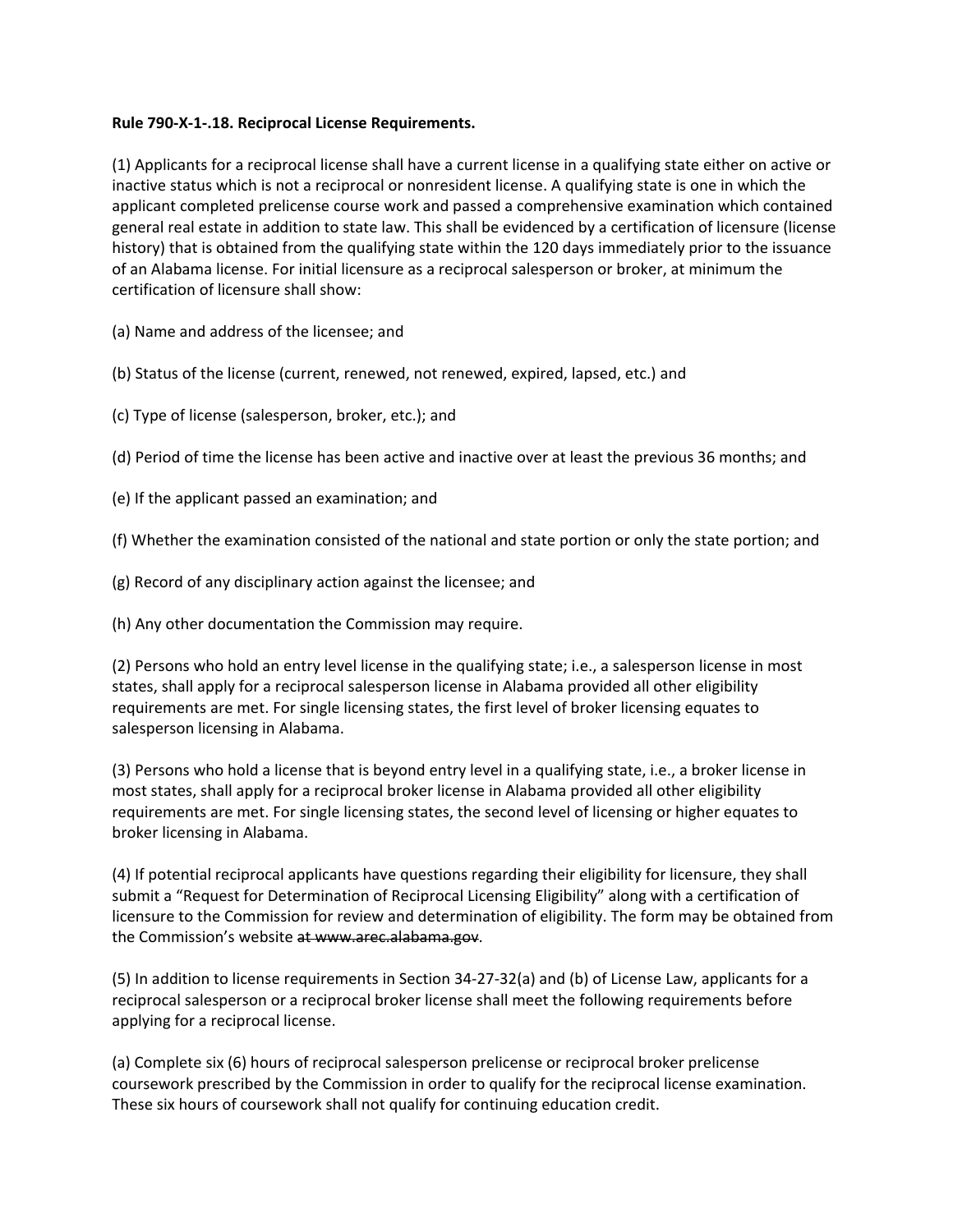**Rule 790-X-1-.18. Reciprocal License Requirements.**

(1) Applicants for a reciprocal license shall have a current license in a qualifying state either on active or inactive status which is not a reciprocal or nonresident license. A qualifying state is one in which the applicant completed prelicense course work and passed a comprehensive examination which contained general real estate in addition to state law. This shall be evidenced by a certification of licensure (license history) that is obtained from the qualifying state within the 120 days immediately prior to the issuance of an Alabama license. For initial licensure as a reciprocal salesperson or broker, at minimum the certification of licensure shall show:

(a) Name and address of the licensee; and

(b) Status of the license (current, renewed, not renewed, expired, lapsed, etc.) and

(c) Type of license (salesperson, broker, etc.); and

(d) Period of time the license has been active and inactive over at least the previous 36 months; and

(e) If the applicant passed an examination; and

(f) Whether the examination consisted of the national and state portion or only the state portion; and

(g) Record of any disciplinary action against the licensee; and

(h) Any other documentation the Commission may require.

(2) Persons who hold an entry level license in the qualifying state; i.e., a salesperson license in most states, shall apply for a reciprocal salesperson license in Alabama provided all other eligibility requirements are met. For single licensing states, the first level of broker licensing equates to salesperson licensing in Alabama.

(3) Persons who hold a license that is beyond entry level in a qualifying state, i.e., a broker license in most states, shall apply for a reciprocal broker license in Alabama provided all other eligibility requirements are met. For single licensing states, the second level of licensing or higher equates to broker licensing in Alabama.

(4) If potential reciprocal applicants have questions regarding their eligibility for licensure, they shall submit a "Request for Determination of Reciprocal Licensing Eligibility" along with a certification of licensure to the Commission for review and determination of eligibility. The form may be obtained from the Commission's website ~~at www.arec.alabama.gov~~.

(5) In addition to license requirements in Section 34-27-32(a) and (b) of License Law, applicants for a reciprocal salesperson or a reciprocal broker license shall meet the following requirements before applying for a reciprocal license.

(a) Complete six (6) hours of reciprocal salesperson prelicense or reciprocal broker prelicense coursework prescribed by the Commission in order to qualify for the reciprocal license examination. These six hours of coursework shall not qualify for continuing education credit.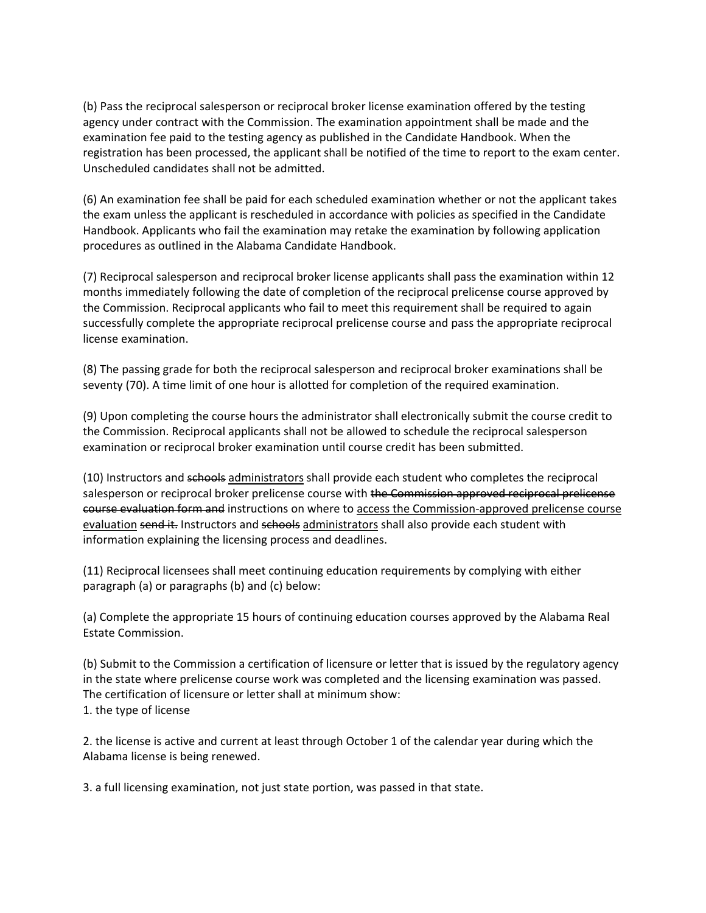(b) Pass the reciprocal salesperson or reciprocal broker license examination offered by the testing agency under contract with the Commission. The examination appointment shall be made and the examination fee paid to the testing agency as published in the Candidate Handbook. When the registration has been processed, the applicant shall be notified of the time to report to the exam center. Unscheduled candidates shall not be admitted.

(6) An examination fee shall be paid for each scheduled examination whether or not the applicant takes the exam unless the applicant is rescheduled in accordance with policies as specified in the Candidate Handbook. Applicants who fail the examination may retake the examination by following application procedures as outlined in the Alabama Candidate Handbook.

(7) Reciprocal salesperson and reciprocal broker license applicants shall pass the examination within 12 months immediately following the date of completion of the reciprocal prelicense course approved by the Commission. Reciprocal applicants who fail to meet this requirement shall be required to again successfully complete the appropriate reciprocal prelicense course and pass the appropriate reciprocal license examination.

(8) The passing grade for both the reciprocal salesperson and reciprocal broker examinations shall be seventy (70). A time limit of one hour is allotted for completion of the required examination.

(9) Upon completing the course hours the administrator shall electronically submit the course credit to the Commission. Reciprocal applicants shall not be allowed to schedule the reciprocal salesperson examination or reciprocal broker examination until course credit has been submitted.

(10) Instructors and ~~schools~~ administrators shall provide each student who completes the reciprocal salesperson or reciprocal broker prelicense course with ~~the Commission approved reciprocal prelicense course evaluation form and~~ instructions on where to access the Commission-approved prelicense course evaluation ~~send it.~~ Instructors and ~~schools~~ administrators shall also provide each student with information explaining the licensing process and deadlines.

(11) Reciprocal licensees shall meet continuing education requirements by complying with either paragraph (a) or paragraphs (b) and (c) below:

(a) Complete the appropriate 15 hours of continuing education courses approved by the Alabama Real Estate Commission.

(b) Submit to the Commission a certification of licensure or letter that is issued by the regulatory agency in the state where prelicense course work was completed and the licensing examination was passed. The certification of licensure or letter shall at minimum show:

1. the type of license

2. the license is active and current at least through October 1 of the calendar year during which the Alabama license is being renewed.

3. a full licensing examination, not just state portion, was passed in that state.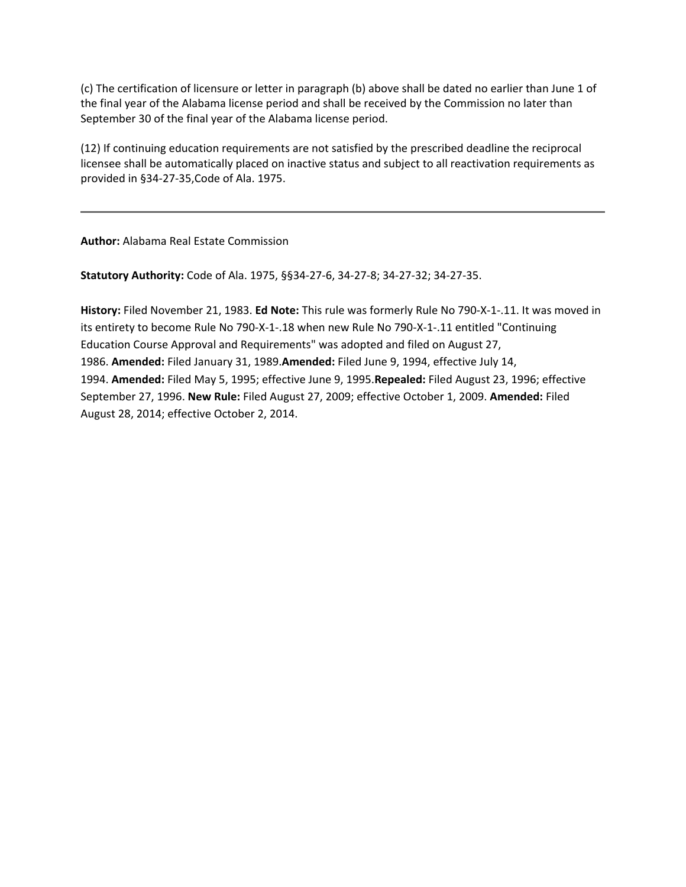(c) The certification of licensure or letter in paragraph (b) above shall be dated no earlier than June 1 of the final year of the Alabama license period and shall be received by the Commission no later than September 30 of the final year of the Alabama license period.

(12) If continuing education requirements are not satisfied by the prescribed deadline the reciprocal licensee shall be automatically placed on inactive status and subject to all reactivation requirements as provided in §34-27-35,Code of Ala. 1975.

---

**Author:** Alabama Real Estate Commission

**Statutory Authority:** Code of Ala. 1975, §§34-27-6, 34-27-8; 34-27-32; 34-27-35.

**History:** Filed November 21, 1983. **Ed Note:** This rule was formerly Rule No 790-X-1-.11. It was moved in its entirety to become Rule No 790-X-1-.18 when new Rule No 790-X-1-.11 entitled "Continuing Education Course Approval and Requirements" was adopted and filed on August 27, 1986. **Amended:** Filed January 31, 1989.**Amended:** Filed June 9, 1994, effective July 14, 1994. **Amended:** Filed May 5, 1995; effective June 9, 1995.**Repealed:** Filed August 23, 1996; effective September 27, 1996. **New Rule:** Filed August 27, 2009; effective October 1, 2009. **Amended:** Filed August 28, 2014; effective October 2, 2014.